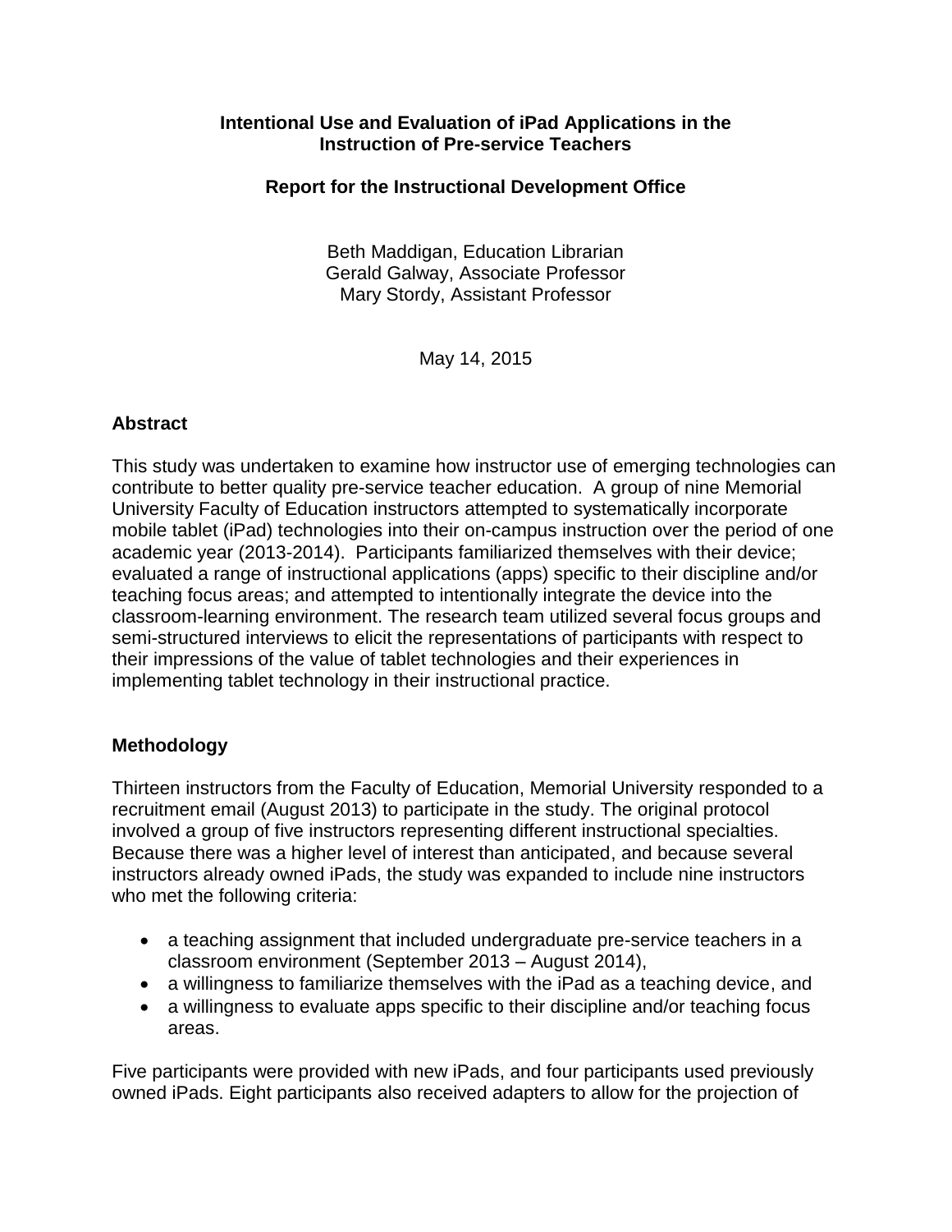# Intentional Use and Evaluation of iPad Applications in the Instruction of Pre-service Teachers

## Report for the Instructional Development Office

Beth Maddigan, Education Librarian
Gerald Galway, Associate Professor
Mary Stordy, Assistant Professor

May 14, 2015

## Abstract

This study was undertaken to examine how instructor use of emerging technologies can contribute to better quality pre-service teacher education. A group of nine Memorial University Faculty of Education instructors attempted to systematically incorporate mobile tablet (iPad) technologies into their on-campus instruction over the period of one academic year (2013-2014). Participants familiarized themselves with their device; evaluated a range of instructional applications (apps) specific to their discipline and/or teaching focus areas; and attempted to intentionally integrate the device into the classroom-learning environment. The research team utilized several focus groups and semi-structured interviews to elicit the representations of participants with respect to their impressions of the value of tablet technologies and their experiences in implementing tablet technology in their instructional practice.

## Methodology

Thirteen instructors from the Faculty of Education, Memorial University responded to a recruitment email (August 2013) to participate in the study. The original protocol involved a group of five instructors representing different instructional specialties. Because there was a higher level of interest than anticipated, and because several instructors already owned iPads, the study was expanded to include nine instructors who met the following criteria:

- a teaching assignment that included undergraduate pre-service teachers in a classroom environment (September 2013 – August 2014),
- a willingness to familiarize themselves with the iPad as a teaching device, and
- a willingness to evaluate apps specific to their discipline and/or teaching focus areas.

Five participants were provided with new iPads, and four participants used previously owned iPads. Eight participants also received adapters to allow for the projection of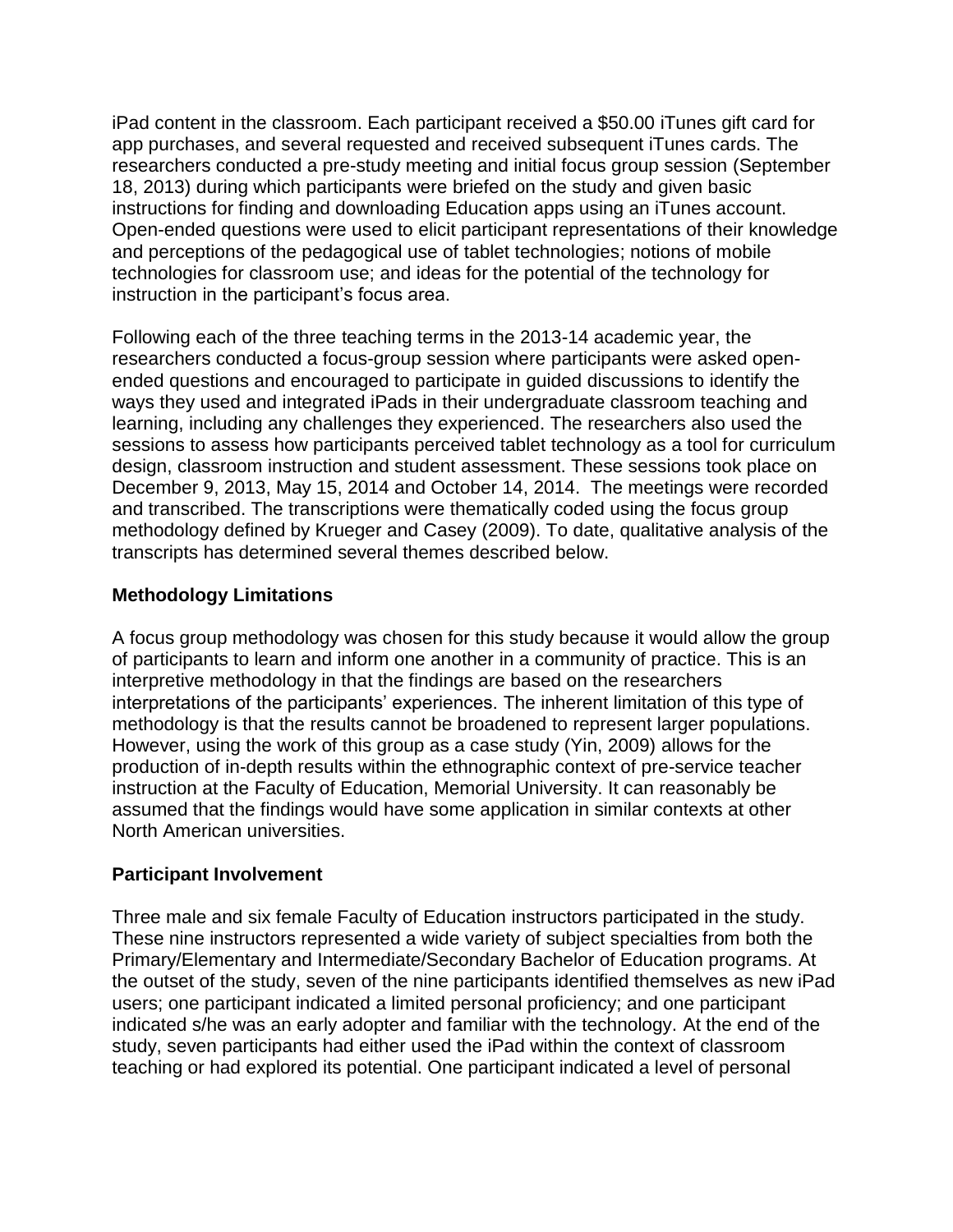iPad content in the classroom. Each participant received a $50.00 iTunes gift card for app purchases, and several requested and received subsequent iTunes cards. The researchers conducted a pre-study meeting and initial focus group session (September 18, 2013) during which participants were briefed on the study and given basic instructions for finding and downloading Education apps using an iTunes account. Open-ended questions were used to elicit participant representations of their knowledge and perceptions of the pedagogical use of tablet technologies; notions of mobile technologies for classroom use; and ideas for the potential of the technology for instruction in the participant's focus area.

Following each of the three teaching terms in the 2013-14 academic year, the researchers conducted a focus-group session where participants were asked open-ended questions and encouraged to participate in guided discussions to identify the ways they used and integrated iPads in their undergraduate classroom teaching and learning, including any challenges they experienced. The researchers also used the sessions to assess how participants perceived tablet technology as a tool for curriculum design, classroom instruction and student assessment. These sessions took place on December 9, 2013, May 15, 2014 and October 14, 2014. The meetings were recorded and transcribed. The transcriptions were thematically coded using the focus group methodology defined by Krueger and Casey (2009). To date, qualitative analysis of the transcripts has determined several themes described below.

### Methodology Limitations

A focus group methodology was chosen for this study because it would allow the group of participants to learn and inform one another in a community of practice. This is an interpretive methodology in that the findings are based on the researchers interpretations of the participants' experiences. The inherent limitation of this type of methodology is that the results cannot be broadened to represent larger populations. However, using the work of this group as a case study (Yin, 2009) allows for the production of in-depth results within the ethnographic context of pre-service teacher instruction at the Faculty of Education, Memorial University. It can reasonably be assumed that the findings would have some application in similar contexts at other North American universities.

### Participant Involvement

Three male and six female Faculty of Education instructors participated in the study. These nine instructors represented a wide variety of subject specialties from both the Primary/Elementary and Intermediate/Secondary Bachelor of Education programs. At the outset of the study, seven of the nine participants identified themselves as new iPad users; one participant indicated a limited personal proficiency; and one participant indicated s/he was an early adopter and familiar with the technology. At the end of the study, seven participants had either used the iPad within the context of classroom teaching or had explored its potential. One participant indicated a level of personal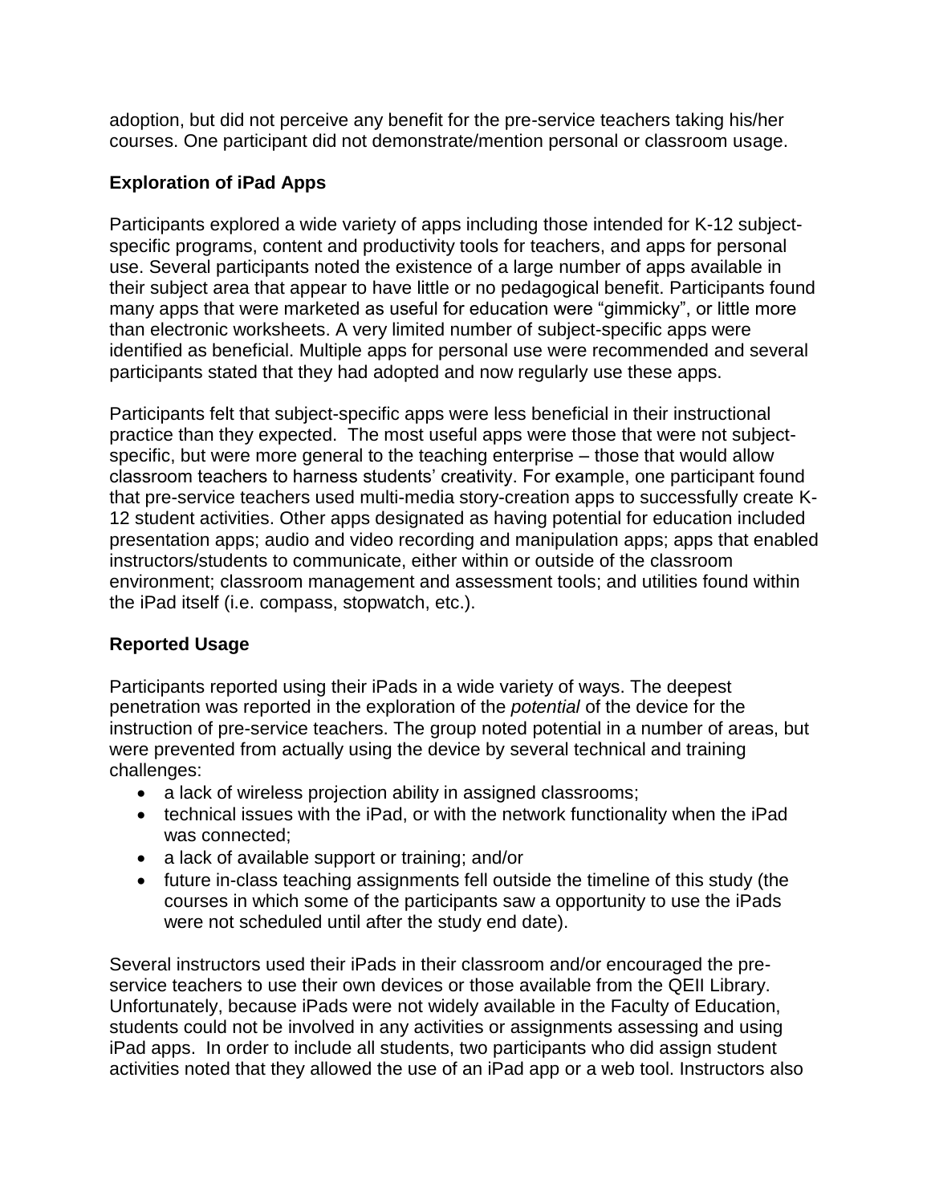adoption, but did not perceive any benefit for the pre-service teachers taking his/her courses. One participant did not demonstrate/mention personal or classroom usage.

### Exploration of iPad Apps

Participants explored a wide variety of apps including those intended for K-12 subject-specific programs, content and productivity tools for teachers, and apps for personal use. Several participants noted the existence of a large number of apps available in their subject area that appear to have little or no pedagogical benefit. Participants found many apps that were marketed as useful for education were "gimmicky", or little more than electronic worksheets. A very limited number of subject-specific apps were identified as beneficial. Multiple apps for personal use were recommended and several participants stated that they had adopted and now regularly use these apps.

Participants felt that subject-specific apps were less beneficial in their instructional practice than they expected. The most useful apps were those that were not subject-specific, but were more general to the teaching enterprise – those that would allow classroom teachers to harness students' creativity. For example, one participant found that pre-service teachers used multi-media story-creation apps to successfully create K-12 student activities. Other apps designated as having potential for education included presentation apps; audio and video recording and manipulation apps; apps that enabled instructors/students to communicate, either within or outside of the classroom environment; classroom management and assessment tools; and utilities found within the iPad itself (i.e. compass, stopwatch, etc.).

### Reported Usage

Participants reported using their iPads in a wide variety of ways. The deepest penetration was reported in the exploration of the *potential* of the device for the instruction of pre-service teachers. The group noted potential in a number of areas, but were prevented from actually using the device by several technical and training challenges:

- a lack of wireless projection ability in assigned classrooms;
- technical issues with the iPad, or with the network functionality when the iPad was connected;
- a lack of available support or training; and/or
- future in-class teaching assignments fell outside the timeline of this study (the courses in which some of the participants saw a opportunity to use the iPads were not scheduled until after the study end date).

Several instructors used their iPads in their classroom and/or encouraged the pre-service teachers to use their own devices or those available from the QEII Library. Unfortunately, because iPads were not widely available in the Faculty of Education, students could not be involved in any activities or assignments assessing and using iPad apps. In order to include all students, two participants who did assign student activities noted that they allowed the use of an iPad app or a web tool. Instructors also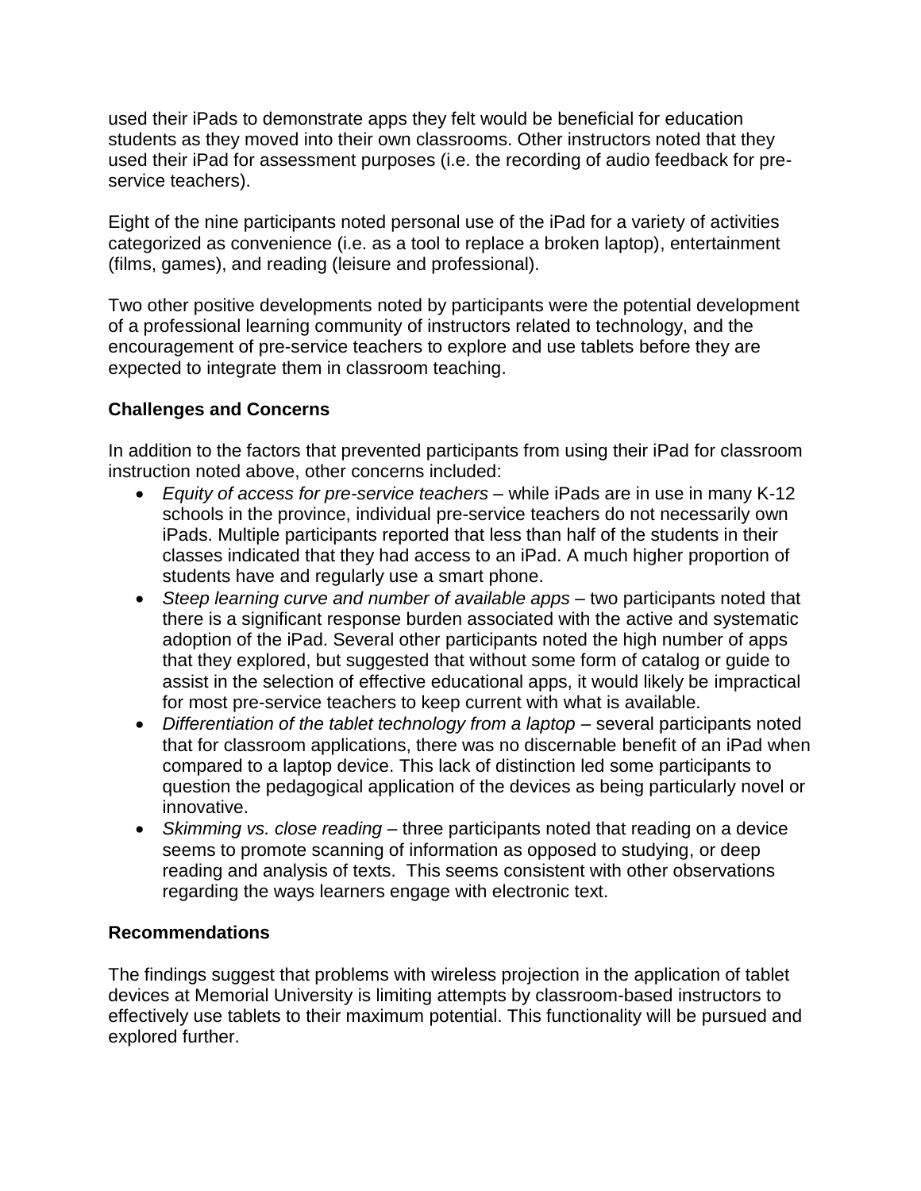used their iPads to demonstrate apps they felt would be beneficial for education students as they moved into their own classrooms. Other instructors noted that they used their iPad for assessment purposes (i.e. the recording of audio feedback for pre-service teachers).

Eight of the nine participants noted personal use of the iPad for a variety of activities categorized as convenience (i.e. as a tool to replace a broken laptop), entertainment (films, games), and reading (leisure and professional).

Two other positive developments noted by participants were the potential development of a professional learning community of instructors related to technology, and the encouragement of pre-service teachers to explore and use tablets before they are expected to integrate them in classroom teaching.

## Challenges and Concerns

In addition to the factors that prevented participants from using their iPad for classroom instruction noted above, other concerns included:

- *Equity of access for pre-service teachers* – while iPads are in use in many K-12 schools in the province, individual pre-service teachers do not necessarily own iPads. Multiple participants reported that less than half of the students in their classes indicated that they had access to an iPad. A much higher proportion of students have and regularly use a smart phone.
- *Steep learning curve and number of available apps* – two participants noted that there is a significant response burden associated with the active and systematic adoption of the iPad. Several other participants noted the high number of apps that they explored, but suggested that without some form of catalog or guide to assist in the selection of effective educational apps, it would likely be impractical for most pre-service teachers to keep current with what is available.
- *Differentiation of the tablet technology from a laptop* – several participants noted that for classroom applications, there was no discernable benefit of an iPad when compared to a laptop device. This lack of distinction led some participants to question the pedagogical application of the devices as being particularly novel or innovative.
- *Skimming vs. close reading* – three participants noted that reading on a device seems to promote scanning of information as opposed to studying, or deep reading and analysis of texts. This seems consistent with other observations regarding the ways learners engage with electronic text.

## Recommendations

The findings suggest that problems with wireless projection in the application of tablet devices at Memorial University is limiting attempts by classroom-based instructors to effectively use tablets to their maximum potential. This functionality will be pursued and explored further.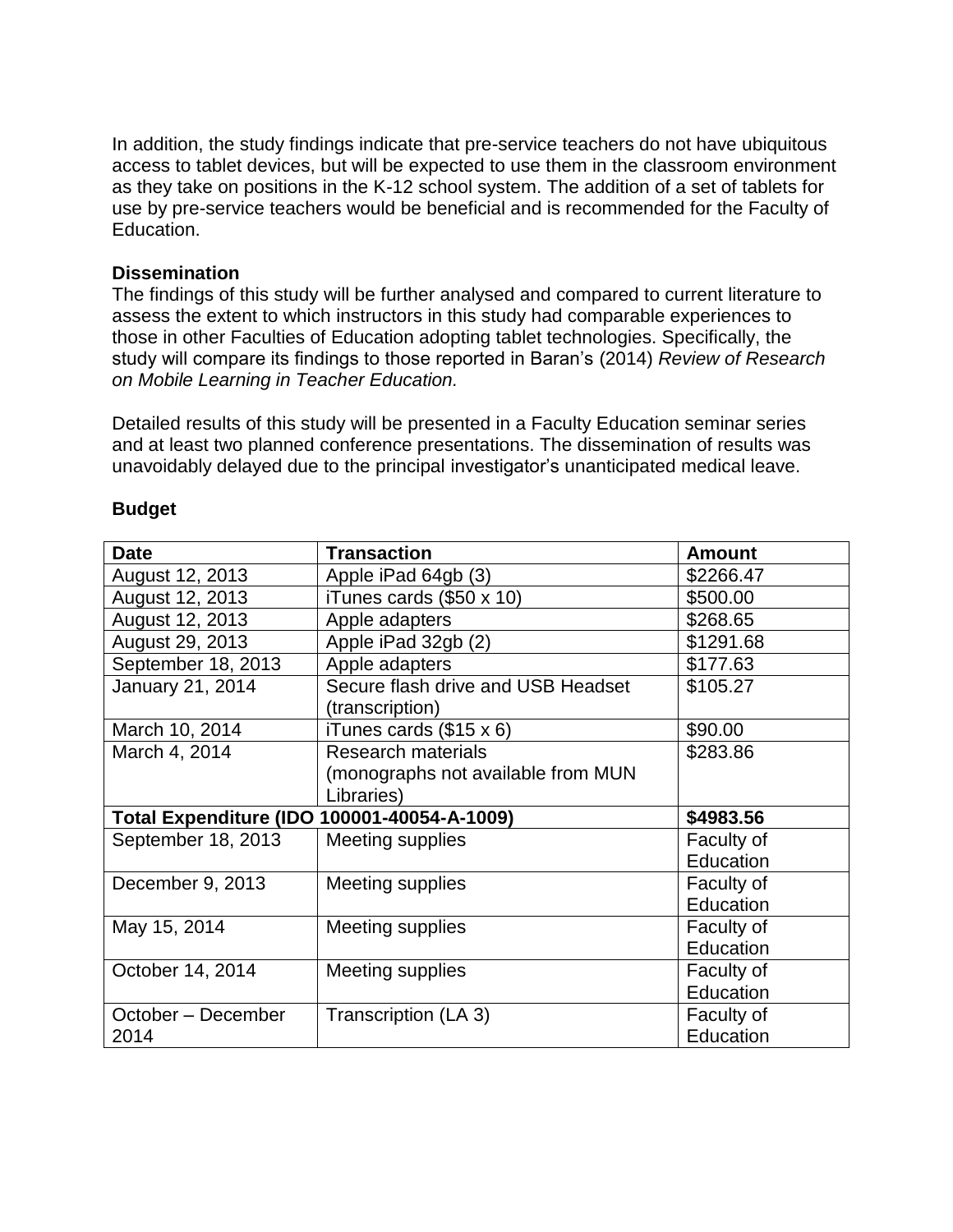In addition, the study findings indicate that pre-service teachers do not have ubiquitous access to tablet devices, but will be expected to use them in the classroom environment as they take on positions in the K-12 school system. The addition of a set of tablets for use by pre-service teachers would be beneficial and is recommended for the Faculty of Education.

**Dissemination**

The findings of this study will be further analysed and compared to current literature to assess the extent to which instructors in this study had comparable experiences to those in other Faculties of Education adopting tablet technologies. Specifically, the study will compare its findings to those reported in Baran's (2014) *Review of Research on Mobile Learning in Teacher Education.*

Detailed results of this study will be presented in a Faculty Education seminar series and at least two planned conference presentations. The dissemination of results was unavoidably delayed due to the principal investigator's unanticipated medical leave.

**Budget**

| Date | Transaction | Amount |
|---|---|---|
| August 12, 2013 | Apple iPad 64gb (3) | $2266.47 |
| August 12, 2013 | iTunes cards ($50 x 10) | $500.00 |
| August 12, 2013 | Apple adapters | $268.65 |
| August 29, 2013 | Apple iPad 32gb (2) | $1291.68 |
| September 18, 2013 | Apple adapters | $177.63 |
| January 21, 2014 | Secure flash drive and USB Headset (transcription) | $105.27 |
| March 10, 2014 | iTunes cards ($15 x 6) | $90.00 |
| March 4, 2014 | Research materials (monographs not available from MUN Libraries) | $283.86 |
| **Total Expenditure (IDO 100001-40054-A-1009)** | | **$4983.56** |
| September 18, 2013 | Meeting supplies | Faculty of Education |
| December 9, 2013 | Meeting supplies | Faculty of Education |
| May 15, 2014 | Meeting supplies | Faculty of Education |
| October 14, 2014 | Meeting supplies | Faculty of Education |
| October – December 2014 | Transcription (LA 3) | Faculty of Education |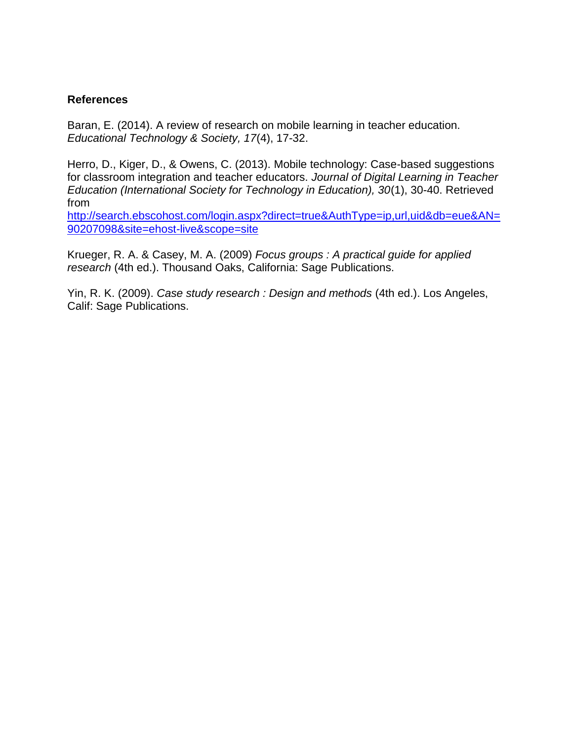## References

Baran, E. (2014). A review of research on mobile learning in teacher education. *Educational Technology & Society, 17*(4), 17-32.

Herro, D., Kiger, D., & Owens, C. (2013). Mobile technology: Case-based suggestions for classroom integration and teacher educators. *Journal of Digital Learning in Teacher Education (International Society for Technology in Education), 30*(1), 30-40. Retrieved from http://search.ebscohost.com/login.aspx?direct=true&AuthType=ip,url,uid&db=eue&AN=90207098&site=ehost-live&scope=site

Krueger, R. A. & Casey, M. A. (2009) *Focus groups : A practical guide for applied research* (4th ed.). Thousand Oaks, California: Sage Publications.

Yin, R. K. (2009). *Case study research : Design and methods* (4th ed.). Los Angeles, Calif: Sage Publications.